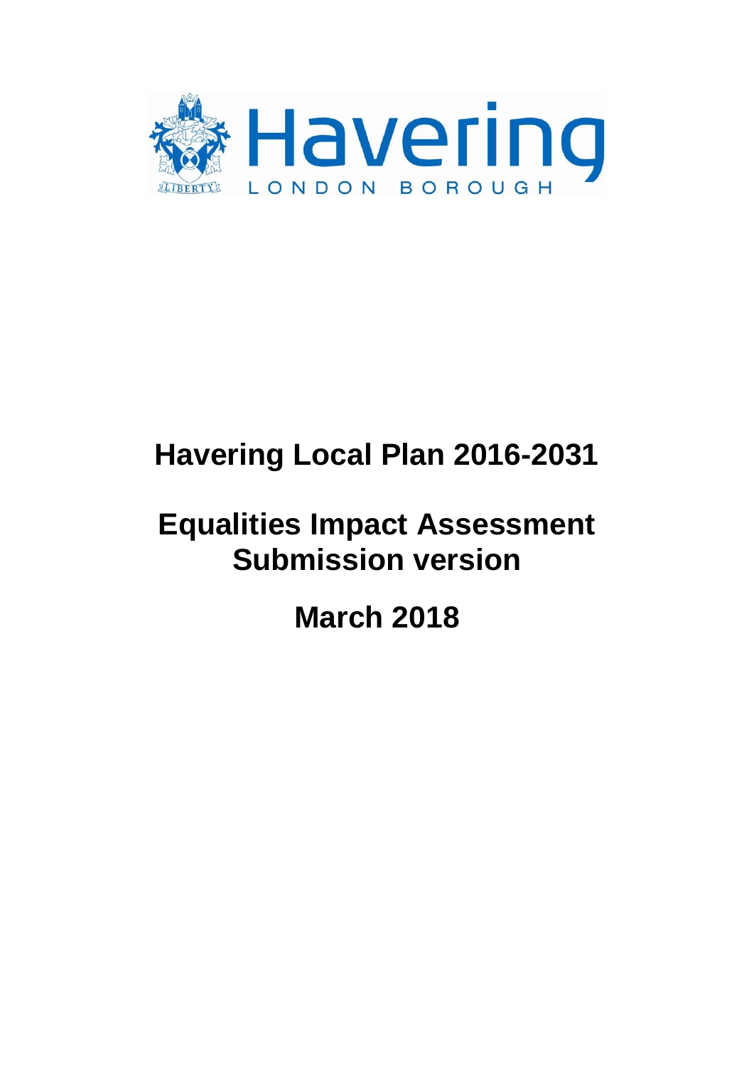Havering

LONDON BOROUGH

# Havering Local Plan 2016-2031

# Equalities Impact Assessment Submission version

# March 2018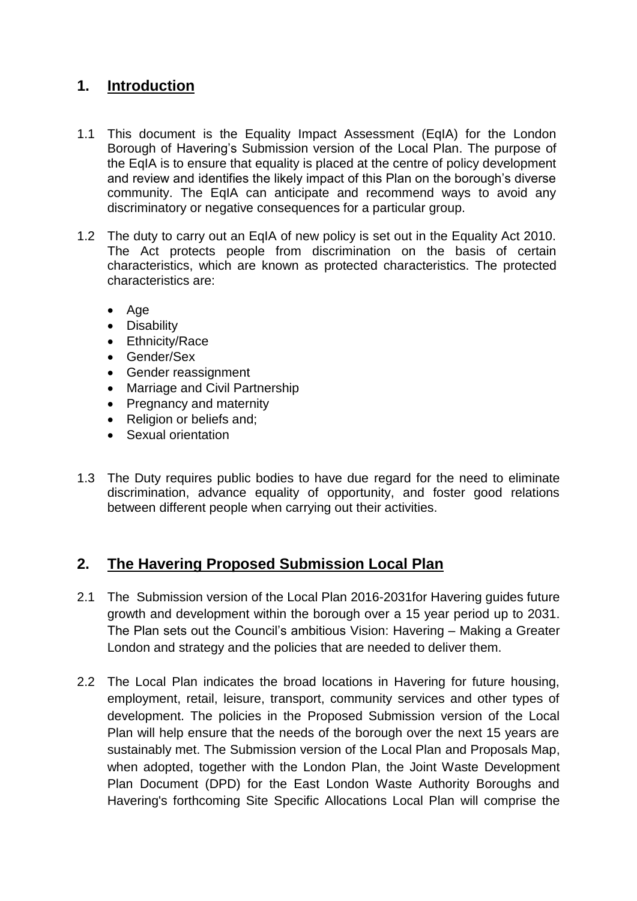## 1. Introduction

1.1 This document is the Equality Impact Assessment (EqIA) for the London Borough of Havering's Submission version of the Local Plan. The purpose of the EqIA is to ensure that equality is placed at the centre of policy development and review and identifies the likely impact of this Plan on the borough's diverse community. The EqIA can anticipate and recommend ways to avoid any discriminatory or negative consequences for a particular group.

1.2 The duty to carry out an EqIA of new policy is set out in the Equality Act 2010. The Act protects people from discrimination on the basis of certain characteristics, which are known as protected characteristics. The protected characteristics are:

- Age
- Disability
- Ethnicity/Race
- Gender/Sex
- Gender reassignment
- Marriage and Civil Partnership
- Pregnancy and maternity
- Religion or beliefs and;
- Sexual orientation

1.3 The Duty requires public bodies to have due regard for the need to eliminate discrimination, advance equality of opportunity, and foster good relations between different people when carrying out their activities.

## 2. The Havering Proposed Submission Local Plan

2.1 The Submission version of the Local Plan 2016-2031for Havering guides future growth and development within the borough over a 15 year period up to 2031. The Plan sets out the Council's ambitious Vision: Havering – Making a Greater London and strategy and the policies that are needed to deliver them.

2.2 The Local Plan indicates the broad locations in Havering for future housing, employment, retail, leisure, transport, community services and other types of development. The policies in the Proposed Submission version of the Local Plan will help ensure that the needs of the borough over the next 15 years are sustainably met. The Submission version of the Local Plan and Proposals Map, when adopted, together with the London Plan, the Joint Waste Development Plan Document (DPD) for the East London Waste Authority Boroughs and Havering's forthcoming Site Specific Allocations Local Plan will comprise the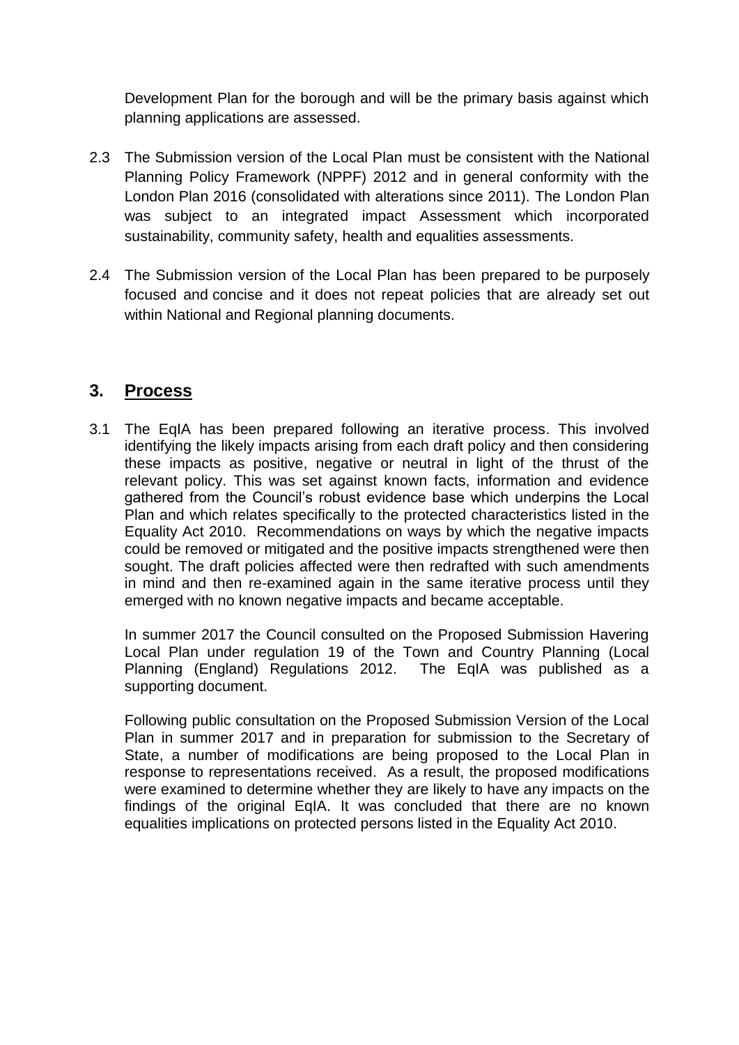Development Plan for the borough and will be the primary basis against which planning applications are assessed.

2.3 The Submission version of the Local Plan must be consistent with the National Planning Policy Framework (NPPF) 2012 and in general conformity with the London Plan 2016 (consolidated with alterations since 2011). The London Plan was subject to an integrated impact Assessment which incorporated sustainability, community safety, health and equalities assessments.

2.4 The Submission version of the Local Plan has been prepared to be purposely focused and concise and it does not repeat policies that are already set out within National and Regional planning documents.

## 3. Process

3.1 The EqIA has been prepared following an iterative process. This involved identifying the likely impacts arising from each draft policy and then considering these impacts as positive, negative or neutral in light of the thrust of the relevant policy. This was set against known facts, information and evidence gathered from the Council's robust evidence base which underpins the Local Plan and which relates specifically to the protected characteristics listed in the Equality Act 2010. Recommendations on ways by which the negative impacts could be removed or mitigated and the positive impacts strengthened were then sought. The draft policies affected were then redrafted with such amendments in mind and then re-examined again in the same iterative process until they emerged with no known negative impacts and became acceptable.

In summer 2017 the Council consulted on the Proposed Submission Havering Local Plan under regulation 19 of the Town and Country Planning (Local Planning (England) Regulations 2012. The EqIA was published as a supporting document.

Following public consultation on the Proposed Submission Version of the Local Plan in summer 2017 and in preparation for submission to the Secretary of State, a number of modifications are being proposed to the Local Plan in response to representations received. As a result, the proposed modifications were examined to determine whether they are likely to have any impacts on the findings of the original EqIA. It was concluded that there are no known equalities implications on protected persons listed in the Equality Act 2010.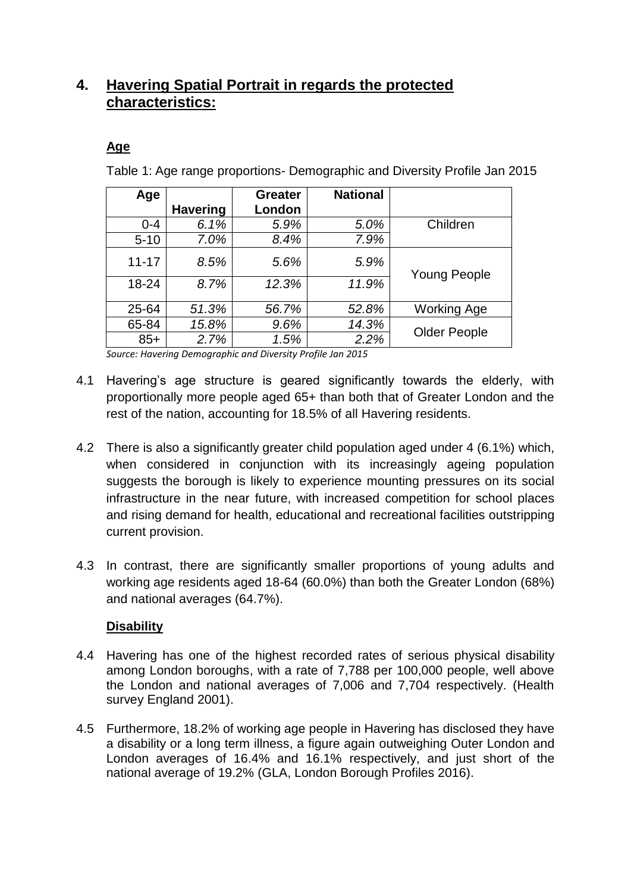## 4. Havering Spatial Portrait in regards the protected characteristics:

### Age

Table 1: Age range proportions- Demographic and Diversity Profile Jan 2015

| Age | Havering | Greater London | National | |
|---|---|---|---|---|
| 0-4 | *6.1%* | *5.9%* | *5.0%* | Children |
| 5-10 | *7.0%* | *8.4%* | *7.9%* | |
| 11-17 | *8.5%* | *5.6%* | *5.9%* | Young People |
| 18-24 | *8.7%* | *12.3%* | *11.9%* | |
| 25-64 | *51.3%* | *56.7%* | *52.8%* | Working Age |
| 65-84 | *15.8%* | *9.6%* | *14.3%* | Older People |
| 85+ | *2.7%* | *1.5%* | *2.2%* | |

*Source: Havering Demographic and Diversity Profile Jan 2015*

4.1 Havering's age structure is geared significantly towards the elderly, with proportionally more people aged 65+ than both that of Greater London and the rest of the nation, accounting for 18.5% of all Havering residents.

4.2 There is also a significantly greater child population aged under 4 (6.1%) which, when considered in conjunction with its increasingly ageing population suggests the borough is likely to experience mounting pressures on its social infrastructure in the near future, with increased competition for school places and rising demand for health, educational and recreational facilities outstripping current provision.

4.3 In contrast, there are significantly smaller proportions of young adults and working age residents aged 18-64 (60.0%) than both the Greater London (68%) and national averages (64.7%).

### Disability

4.4 Havering has one of the highest recorded rates of serious physical disability among London boroughs, with a rate of 7,788 per 100,000 people, well above the London and national averages of 7,006 and 7,704 respectively. (Health survey England 2001).

4.5 Furthermore, 18.2% of working age people in Havering has disclosed they have a disability or a long term illness, a figure again outweighing Outer London and London averages of 16.4% and 16.1% respectively, and just short of the national average of 19.2% (GLA, London Borough Profiles 2016).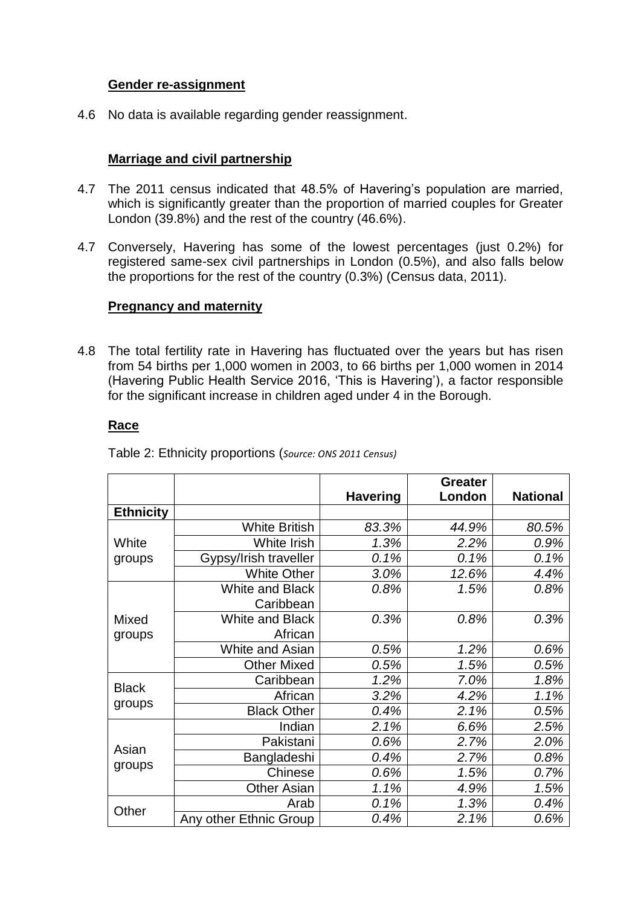### Gender re-assignment

4.6 No data is available regarding gender reassignment.

### Marriage and civil partnership

4.7 The 2011 census indicated that 48.5% of Havering's population are married, which is significantly greater than the proportion of married couples for Greater London (39.8%) and the rest of the country (46.6%).

4.7 Conversely, Havering has some of the lowest percentages (just 0.2%) for registered same-sex civil partnerships in London (0.5%), and also falls below the proportions for the rest of the country (0.3%) (Census data, 2011).

### Pregnancy and maternity

4.8 The total fertility rate in Havering has fluctuated over the years but has risen from 54 births per 1,000 women in 2003, to 66 births per 1,000 women in 2014 (Havering Public Health Service 2016, 'This is Havering'), a factor responsible for the significant increase in children aged under 4 in the Borough.

### Race

Table 2: Ethnicity proportions (*Source: ONS 2011 Census)*

| | | Havering | Greater London | National |
|---|---|---|---|---|
| **Ethnicity** | | | | |
| White groups | White British | *83.3%* | *44.9%* | *80.5%* |
| | White Irish | *1.3%* | *2.2%* | *0.9%* |
| | Gypsy/Irish traveller | *0.1%* | *0.1%* | *0.1%* |
| | White Other | *3.0%* | *12.6%* | *4.4%* |
| Mixed groups | White and Black Caribbean | *0.8%* | *1.5%* | *0.8%* |
| | White and Black African | *0.3%* | *0.8%* | *0.3%* |
| | White and Asian | *0.5%* | *1.2%* | *0.6%* |
| | Other Mixed | *0.5%* | *1.5%* | *0.5%* |
| Black groups | Caribbean | *1.2%* | *7.0%* | *1.8%* |
| | African | *3.2%* | *4.2%* | *1.1%* |
| | Black Other | *0.4%* | *2.1%* | *0.5%* |
| Asian groups | Indian | *2.1%* | *6.6%* | *2.5%* |
| | Pakistani | *0.6%* | *2.7%* | *2.0%* |
| | Bangladeshi | *0.4%* | *2.7%* | *0.8%* |
| | Chinese | *0.6%* | *1.5%* | *0.7%* |
| | Other Asian | *1.1%* | *4.9%* | *1.5%* |
| Other | Arab | *0.1%* | *1.3%* | *0.4%* |
| | Any other Ethnic Group | *0.4%* | *2.1%* | *0.6%* |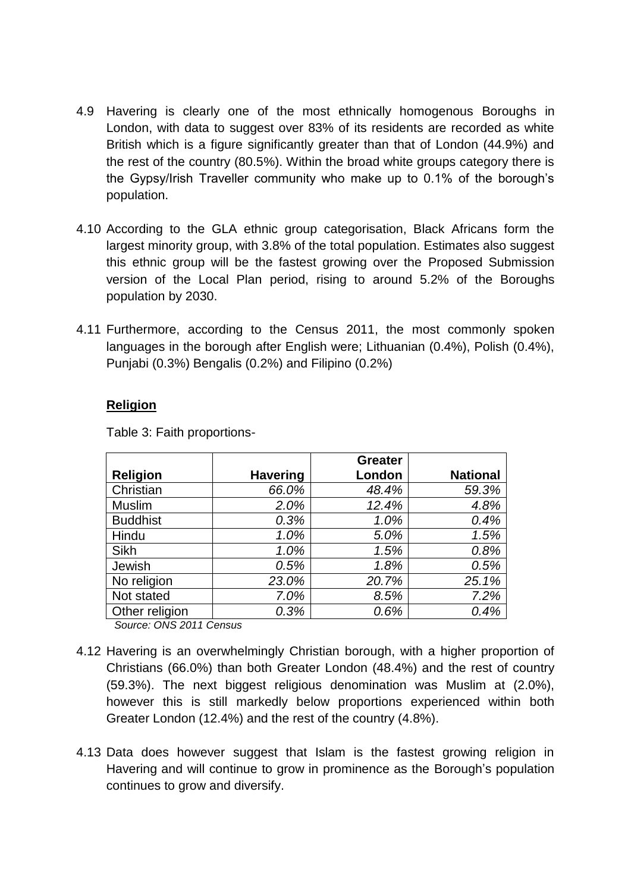4.9 Havering is clearly one of the most ethnically homogenous Boroughs in London, with data to suggest over 83% of its residents are recorded as white British which is a figure significantly greater than that of London (44.9%) and the rest of the country (80.5%). Within the broad white groups category there is the Gypsy/Irish Traveller community who make up to 0.1% of the borough's population.

4.10 According to the GLA ethnic group categorisation, Black Africans form the largest minority group, with 3.8% of the total population. Estimates also suggest this ethnic group will be the fastest growing over the Proposed Submission version of the Local Plan period, rising to around 5.2% of the Boroughs population by 2030.

4.11 Furthermore, according to the Census 2011, the most commonly spoken languages in the borough after English were; Lithuanian (0.4%), Polish (0.4%), Punjabi (0.3%) Bengalis (0.2%) and Filipino (0.2%)

**Religion**

Table 3: Faith proportions-

| Religion | Havering | Greater London | National |
|---|---|---|---|
| Christian | *66.0%* | *48.4%* | *59.3%* |
| Muslim | *2.0%* | *12.4%* | *4.8%* |
| Buddhist | *0.3%* | *1.0%* | *0.4%* |
| Hindu | *1.0%* | *5.0%* | *1.5%* |
| Sikh | *1.0%* | *1.5%* | *0.8%* |
| Jewish | *0.5%* | *1.8%* | *0.5%* |
| No religion | *23.0%* | *20.7%* | *25.1%* |
| Not stated | *7.0%* | *8.5%* | *7.2%* |
| Other religion | *0.3%* | *0.6%* | *0.4%* |

*Source: ONS 2011 Census*

4.12 Havering is an overwhelmingly Christian borough, with a higher proportion of Christians (66.0%) than both Greater London (48.4%) and the rest of country (59.3%). The next biggest religious denomination was Muslim at (2.0%), however this is still markedly below proportions experienced within both Greater London (12.4%) and the rest of the country (4.8%).

4.13 Data does however suggest that Islam is the fastest growing religion in Havering and will continue to grow in prominence as the Borough's population continues to grow and diversify.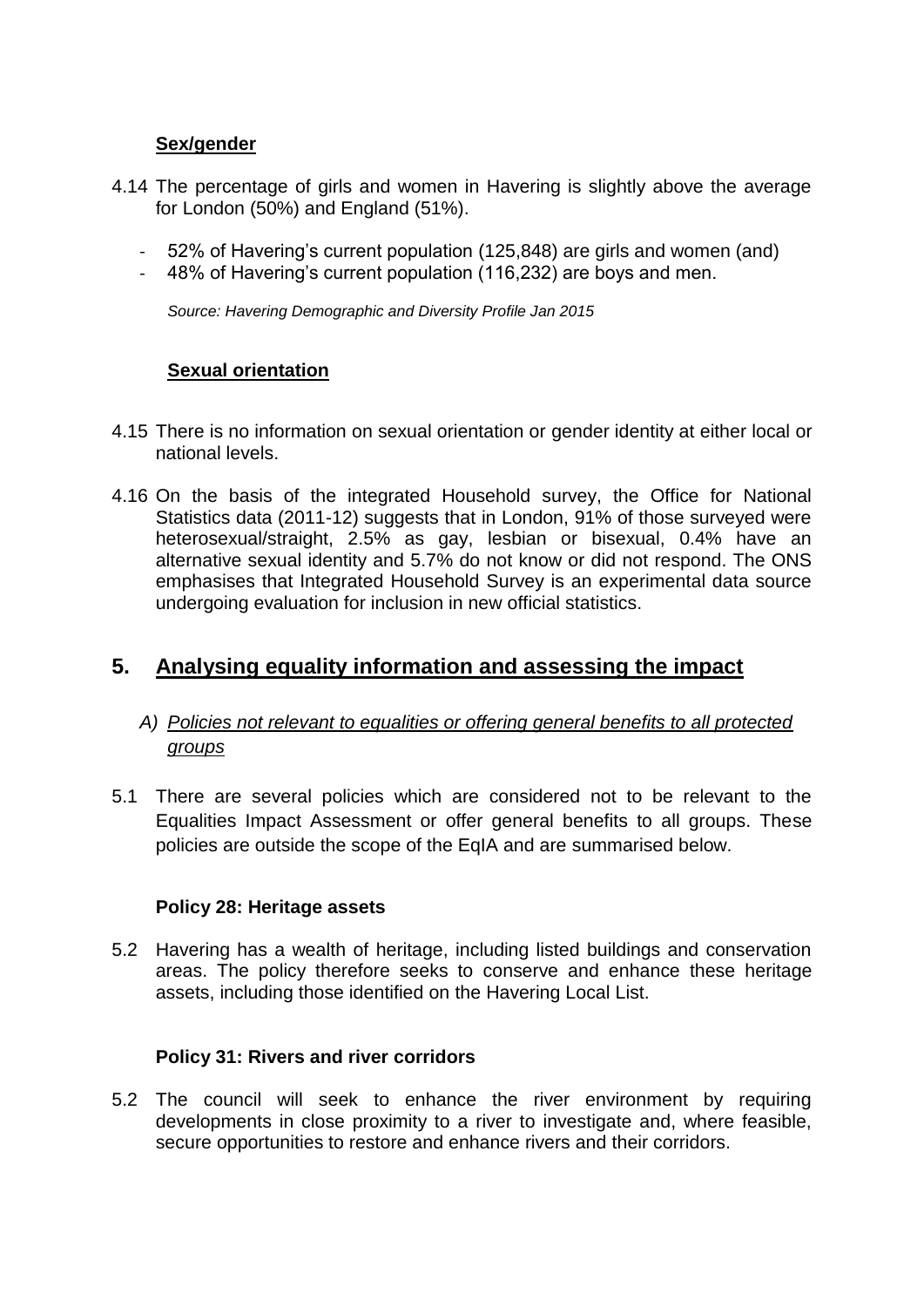**Sex/gender**

4.14 The percentage of girls and women in Havering is slightly above the average for London (50%) and England (51%).

- 52% of Havering's current population (125,848) are girls and women (and)
- 48% of Havering's current population (116,232) are boys and men.

*Source: Havering Demographic and Diversity Profile Jan 2015*

**Sexual orientation**

4.15 There is no information on sexual orientation or gender identity at either local or national levels.

4.16 On the basis of the integrated Household survey, the Office for National Statistics data (2011-12) suggests that in London, 91% of those surveyed were heterosexual/straight, 2.5% as gay, lesbian or bisexual, 0.4% have an alternative sexual identity and 5.7% do not know or did not respond. The ONS emphasises that Integrated Household Survey is an experimental data source undergoing evaluation for inclusion in new official statistics.

## 5. Analysing equality information and assessing the impact

*A) Policies not relevant to equalities or offering general benefits to all protected groups*

5.1 There are several policies which are considered not to be relevant to the Equalities Impact Assessment or offer general benefits to all groups. These policies are outside the scope of the EqIA and are summarised below.

**Policy 28: Heritage assets**

5.2 Havering has a wealth of heritage, including listed buildings and conservation areas. The policy therefore seeks to conserve and enhance these heritage assets, including those identified on the Havering Local List.

**Policy 31: Rivers and river corridors**

5.2 The council will seek to enhance the river environment by requiring developments in close proximity to a river to investigate and, where feasible, secure opportunities to restore and enhance rivers and their corridors.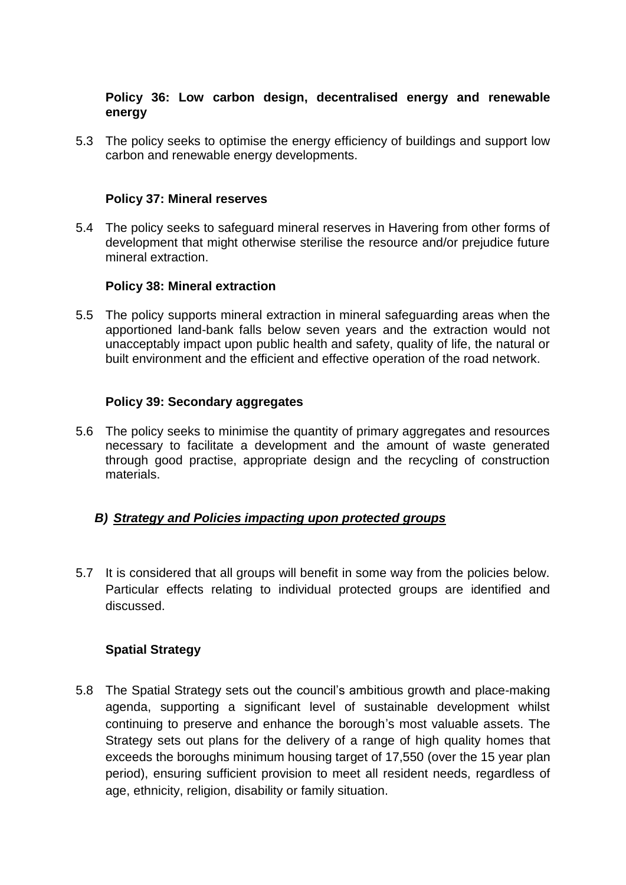**Policy 36: Low carbon design, decentralised energy and renewable energy**

5.3 The policy seeks to optimise the energy efficiency of buildings and support low carbon and renewable energy developments.

**Policy 37: Mineral reserves**

5.4 The policy seeks to safeguard mineral reserves in Havering from other forms of development that might otherwise sterilise the resource and/or prejudice future mineral extraction.

**Policy 38: Mineral extraction**

5.5 The policy supports mineral extraction in mineral safeguarding areas when the apportioned land-bank falls below seven years and the extraction would not unacceptably impact upon public health and safety, quality of life, the natural or built environment and the efficient and effective operation of the road network.

**Policy 39: Secondary aggregates**

5.6 The policy seeks to minimise the quantity of primary aggregates and resources necessary to facilitate a development and the amount of waste generated through good practise, appropriate design and the recycling of construction materials.

## *B) Strategy and Policies impacting upon protected groups*

5.7 It is considered that all groups will benefit in some way from the policies below. Particular effects relating to individual protected groups are identified and discussed.

**Spatial Strategy**

5.8 The Spatial Strategy sets out the council's ambitious growth and place-making agenda, supporting a significant level of sustainable development whilst continuing to preserve and enhance the borough's most valuable assets. The Strategy sets out plans for the delivery of a range of high quality homes that exceeds the boroughs minimum housing target of 17,550 (over the 15 year plan period), ensuring sufficient provision to meet all resident needs, regardless of age, ethnicity, religion, disability or family situation.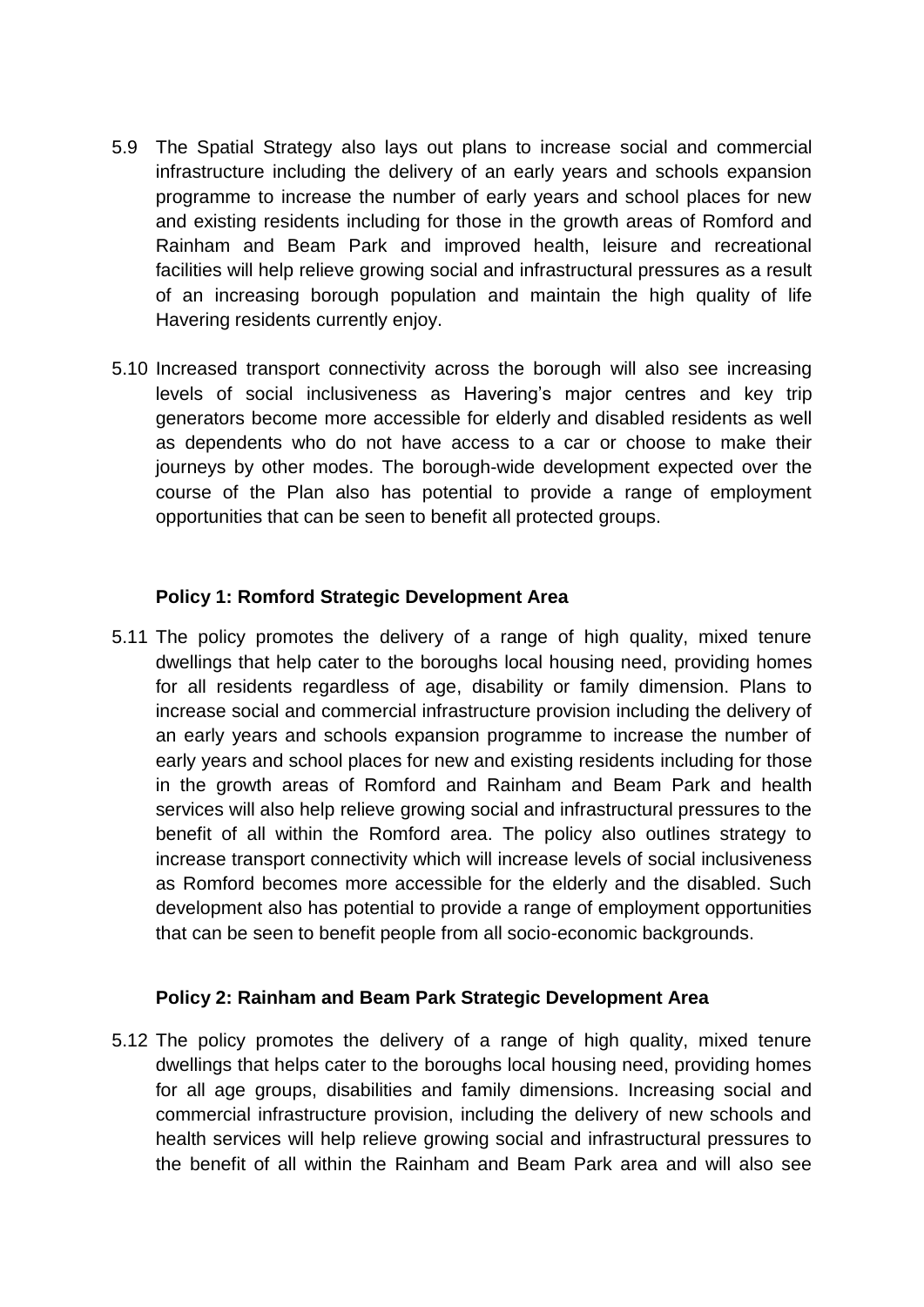5.9 The Spatial Strategy also lays out plans to increase social and commercial infrastructure including the delivery of an early years and schools expansion programme to increase the number of early years and school places for new and existing residents including for those in the growth areas of Romford and Rainham and Beam Park and improved health, leisure and recreational facilities will help relieve growing social and infrastructural pressures as a result of an increasing borough population and maintain the high quality of life Havering residents currently enjoy.

5.10 Increased transport connectivity across the borough will also see increasing levels of social inclusiveness as Havering's major centres and key trip generators become more accessible for elderly and disabled residents as well as dependents who do not have access to a car or choose to make their journeys by other modes. The borough-wide development expected over the course of the Plan also has potential to provide a range of employment opportunities that can be seen to benefit all protected groups.

**Policy 1: Romford Strategic Development Area**

5.11 The policy promotes the delivery of a range of high quality, mixed tenure dwellings that help cater to the boroughs local housing need, providing homes for all residents regardless of age, disability or family dimension. Plans to increase social and commercial infrastructure provision including the delivery of an early years and schools expansion programme to increase the number of early years and school places for new and existing residents including for those in the growth areas of Romford and Rainham and Beam Park and health services will also help relieve growing social and infrastructural pressures to the benefit of all within the Romford area. The policy also outlines strategy to increase transport connectivity which will increase levels of social inclusiveness as Romford becomes more accessible for the elderly and the disabled. Such development also has potential to provide a range of employment opportunities that can be seen to benefit people from all socio-economic backgrounds.

**Policy 2: Rainham and Beam Park Strategic Development Area**

5.12 The policy promotes the delivery of a range of high quality, mixed tenure dwellings that helps cater to the boroughs local housing need, providing homes for all age groups, disabilities and family dimensions. Increasing social and commercial infrastructure provision, including the delivery of new schools and health services will help relieve growing social and infrastructural pressures to the benefit of all within the Rainham and Beam Park area and will also see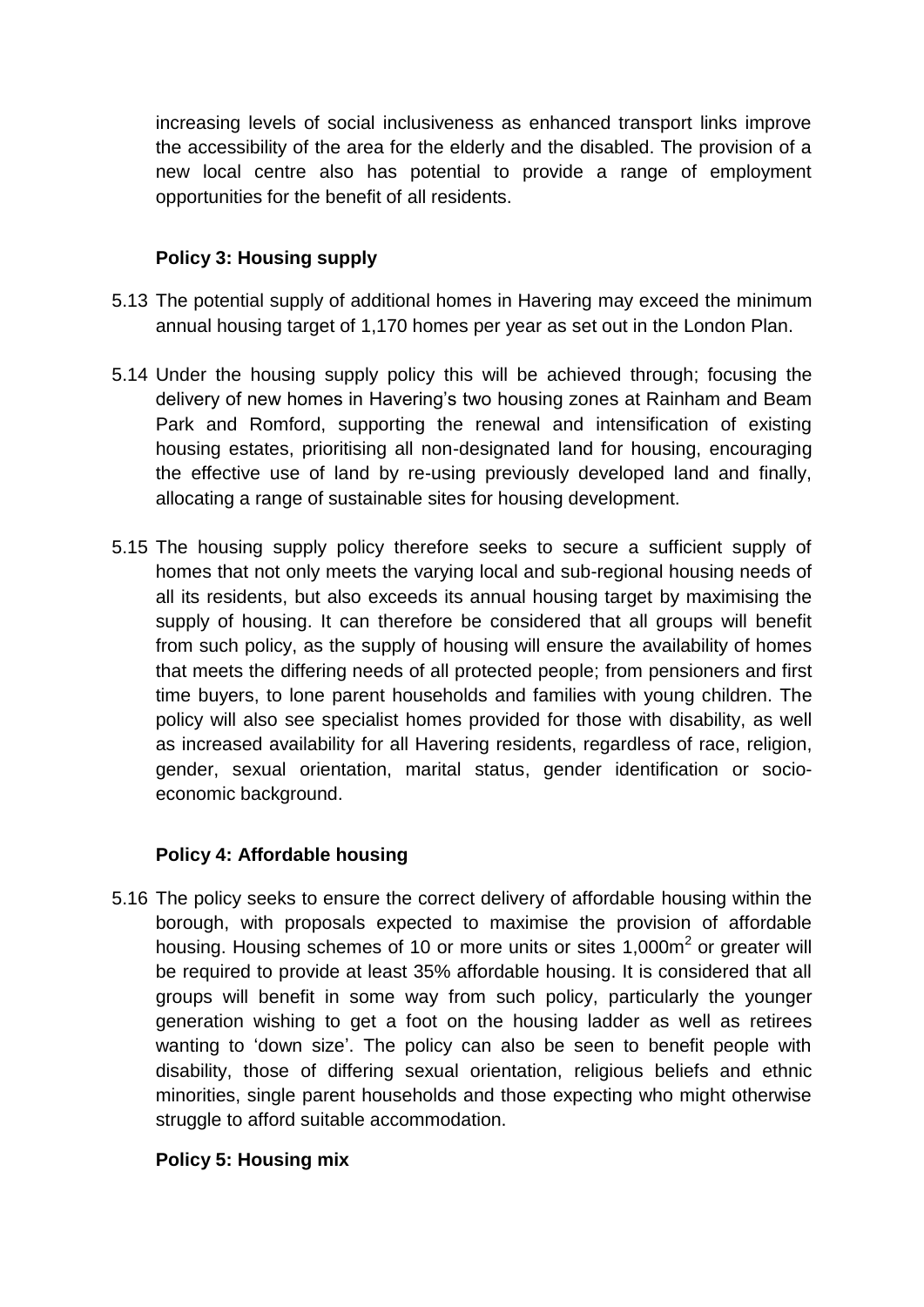increasing levels of social inclusiveness as enhanced transport links improve the accessibility of the area for the elderly and the disabled. The provision of a new local centre also has potential to provide a range of employment opportunities for the benefit of all residents.

### Policy 3: Housing supply

5.13 The potential supply of additional homes in Havering may exceed the minimum annual housing target of 1,170 homes per year as set out in the London Plan.

5.14 Under the housing supply policy this will be achieved through; focusing the delivery of new homes in Havering's two housing zones at Rainham and Beam Park and Romford, supporting the renewal and intensification of existing housing estates, prioritising all non-designated land for housing, encouraging the effective use of land by re-using previously developed land and finally, allocating a range of sustainable sites for housing development.

5.15 The housing supply policy therefore seeks to secure a sufficient supply of homes that not only meets the varying local and sub-regional housing needs of all its residents, but also exceeds its annual housing target by maximising the supply of housing. It can therefore be considered that all groups will benefit from such policy, as the supply of housing will ensure the availability of homes that meets the differing needs of all protected people; from pensioners and first time buyers, to lone parent households and families with young children. The policy will also see specialist homes provided for those with disability, as well as increased availability for all Havering residents, regardless of race, religion, gender, sexual orientation, marital status, gender identification or socio-economic background.

### Policy 4: Affordable housing

5.16 The policy seeks to ensure the correct delivery of affordable housing within the borough, with proposals expected to maximise the provision of affordable housing. Housing schemes of 10 or more units or sites $1{,}000m^2$ or greater will be required to provide at least 35% affordable housing. It is considered that all groups will benefit in some way from such policy, particularly the younger generation wishing to get a foot on the housing ladder as well as retirees wanting to 'down size'. The policy can also be seen to benefit people with disability, those of differing sexual orientation, religious beliefs and ethnic minorities, single parent households and those expecting who might otherwise struggle to afford suitable accommodation.

### Policy 5: Housing mix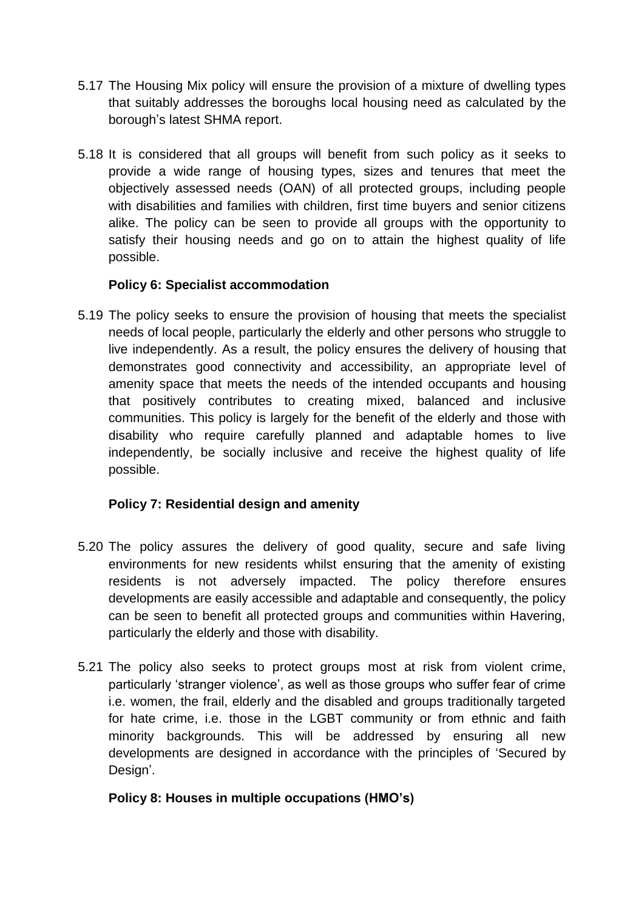5.17 The Housing Mix policy will ensure the provision of a mixture of dwelling types that suitably addresses the boroughs local housing need as calculated by the borough's latest SHMA report.

5.18 It is considered that all groups will benefit from such policy as it seeks to provide a wide range of housing types, sizes and tenures that meet the objectively assessed needs (OAN) of all protected groups, including people with disabilities and families with children, first time buyers and senior citizens alike. The policy can be seen to provide all groups with the opportunity to satisfy their housing needs and go on to attain the highest quality of life possible.

**Policy 6: Specialist accommodation**

5.19 The policy seeks to ensure the provision of housing that meets the specialist needs of local people, particularly the elderly and other persons who struggle to live independently. As a result, the policy ensures the delivery of housing that demonstrates good connectivity and accessibility, an appropriate level of amenity space that meets the needs of the intended occupants and housing that positively contributes to creating mixed, balanced and inclusive communities. This policy is largely for the benefit of the elderly and those with disability who require carefully planned and adaptable homes to live independently, be socially inclusive and receive the highest quality of life possible.

**Policy 7: Residential design and amenity**

5.20 The policy assures the delivery of good quality, secure and safe living environments for new residents whilst ensuring that the amenity of existing residents is not adversely impacted. The policy therefore ensures developments are easily accessible and adaptable and consequently, the policy can be seen to benefit all protected groups and communities within Havering, particularly the elderly and those with disability.

5.21 The policy also seeks to protect groups most at risk from violent crime, particularly 'stranger violence', as well as those groups who suffer fear of crime i.e. women, the frail, elderly and the disabled and groups traditionally targeted for hate crime, i.e. those in the LGBT community or from ethnic and faith minority backgrounds. This will be addressed by ensuring all new developments are designed in accordance with the principles of 'Secured by Design'.

**Policy 8: Houses in multiple occupations (HMO's)**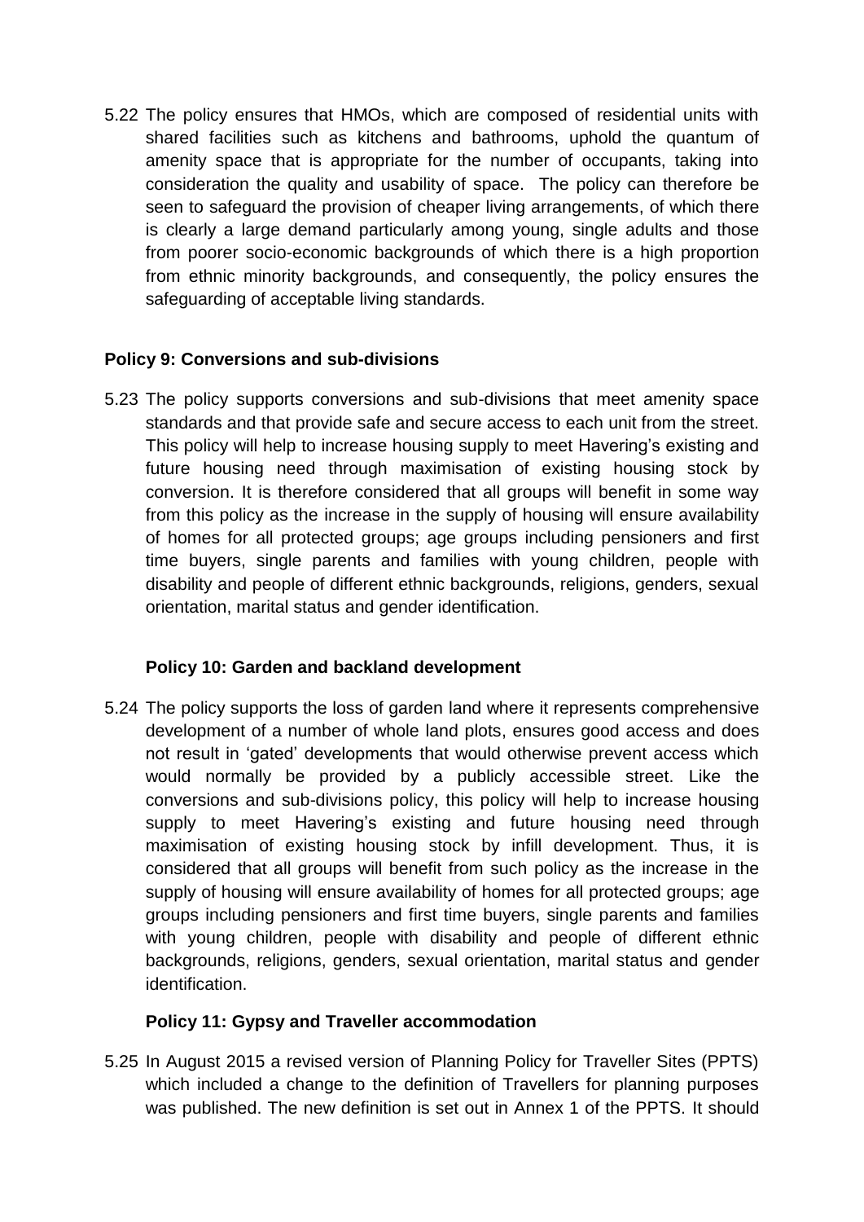5.22 The policy ensures that HMOs, which are composed of residential units with shared facilities such as kitchens and bathrooms, uphold the quantum of amenity space that is appropriate for the number of occupants, taking into consideration the quality and usability of space. The policy can therefore be seen to safeguard the provision of cheaper living arrangements, of which there is clearly a large demand particularly among young, single adults and those from poorer socio-economic backgrounds of which there is a high proportion from ethnic minority backgrounds, and consequently, the policy ensures the safeguarding of acceptable living standards.

**Policy 9: Conversions and sub-divisions**

5.23 The policy supports conversions and sub-divisions that meet amenity space standards and that provide safe and secure access to each unit from the street. This policy will help to increase housing supply to meet Havering's existing and future housing need through maximisation of existing housing stock by conversion. It is therefore considered that all groups will benefit in some way from this policy as the increase in the supply of housing will ensure availability of homes for all protected groups; age groups including pensioners and first time buyers, single parents and families with young children, people with disability and people of different ethnic backgrounds, religions, genders, sexual orientation, marital status and gender identification.

**Policy 10: Garden and backland development**

5.24 The policy supports the loss of garden land where it represents comprehensive development of a number of whole land plots, ensures good access and does not result in 'gated' developments that would otherwise prevent access which would normally be provided by a publicly accessible street. Like the conversions and sub-divisions policy, this policy will help to increase housing supply to meet Havering's existing and future housing need through maximisation of existing housing stock by infill development. Thus, it is considered that all groups will benefit from such policy as the increase in the supply of housing will ensure availability of homes for all protected groups; age groups including pensioners and first time buyers, single parents and families with young children, people with disability and people of different ethnic backgrounds, religions, genders, sexual orientation, marital status and gender identification.

**Policy 11: Gypsy and Traveller accommodation**

5.25 In August 2015 a revised version of Planning Policy for Traveller Sites (PPTS) which included a change to the definition of Travellers for planning purposes was published. The new definition is set out in Annex 1 of the PPTS. It should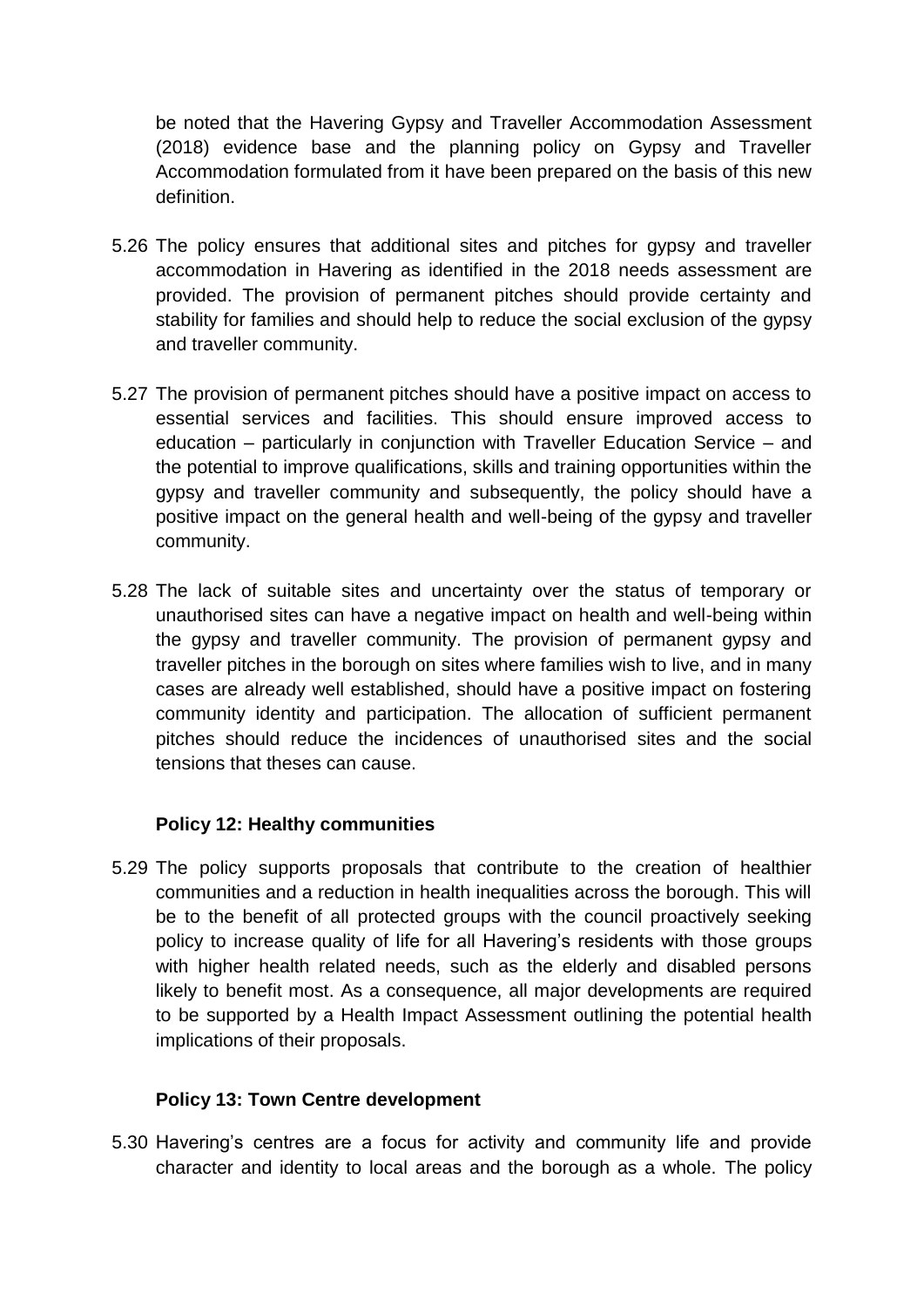be noted that the Havering Gypsy and Traveller Accommodation Assessment (2018) evidence base and the planning policy on Gypsy and Traveller Accommodation formulated from it have been prepared on the basis of this new definition.

5.26 The policy ensures that additional sites and pitches for gypsy and traveller accommodation in Havering as identified in the 2018 needs assessment are provided. The provision of permanent pitches should provide certainty and stability for families and should help to reduce the social exclusion of the gypsy and traveller community.

5.27 The provision of permanent pitches should have a positive impact on access to essential services and facilities. This should ensure improved access to education – particularly in conjunction with Traveller Education Service – and the potential to improve qualifications, skills and training opportunities within the gypsy and traveller community and subsequently, the policy should have a positive impact on the general health and well-being of the gypsy and traveller community.

5.28 The lack of suitable sites and uncertainty over the status of temporary or unauthorised sites can have a negative impact on health and well-being within the gypsy and traveller community. The provision of permanent gypsy and traveller pitches in the borough on sites where families wish to live, and in many cases are already well established, should have a positive impact on fostering community identity and participation. The allocation of sufficient permanent pitches should reduce the incidences of unauthorised sites and the social tensions that theses can cause.

**Policy 12: Healthy communities**

5.29 The policy supports proposals that contribute to the creation of healthier communities and a reduction in health inequalities across the borough. This will be to the benefit of all protected groups with the council proactively seeking policy to increase quality of life for all Havering's residents with those groups with higher health related needs, such as the elderly and disabled persons likely to benefit most. As a consequence, all major developments are required to be supported by a Health Impact Assessment outlining the potential health implications of their proposals.

**Policy 13: Town Centre development**

5.30 Havering's centres are a focus for activity and community life and provide character and identity to local areas and the borough as a whole. The policy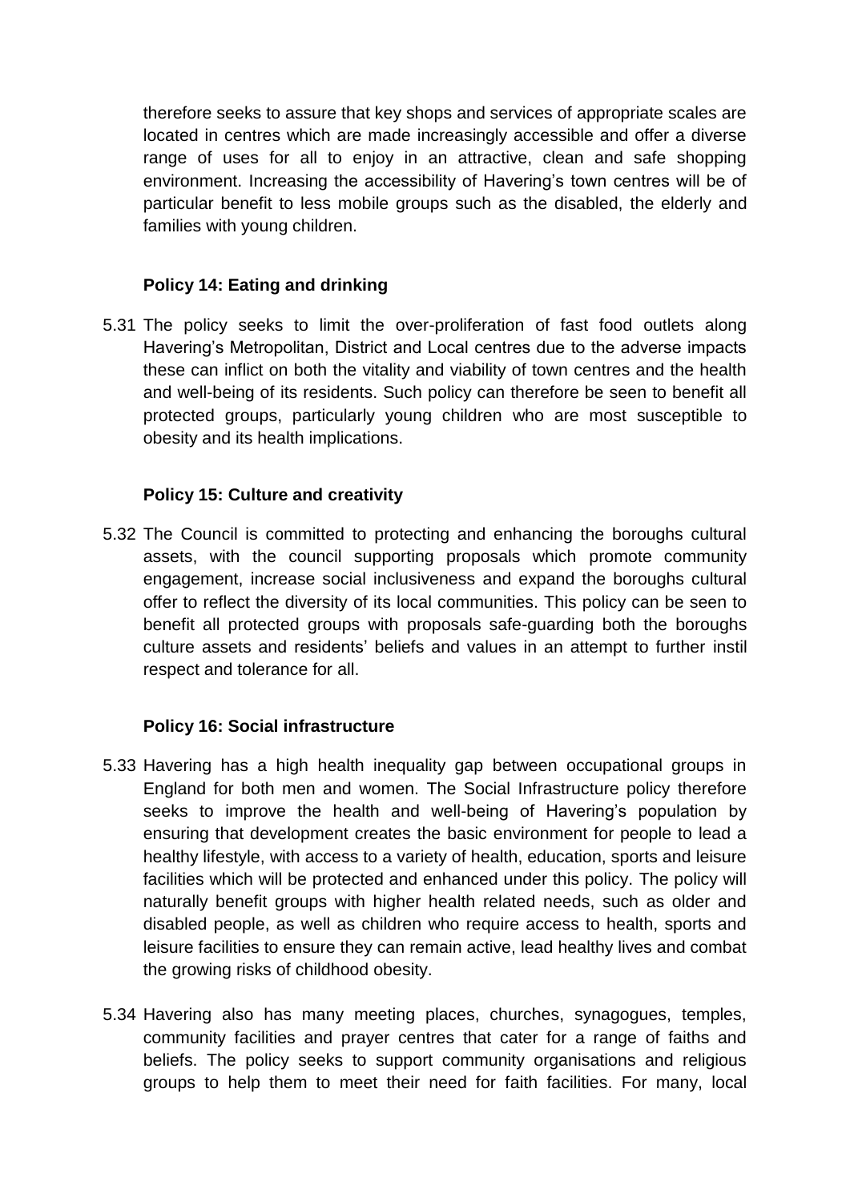therefore seeks to assure that key shops and services of appropriate scales are located in centres which are made increasingly accessible and offer a diverse range of uses for all to enjoy in an attractive, clean and safe shopping environment. Increasing the accessibility of Havering's town centres will be of particular benefit to less mobile groups such as the disabled, the elderly and families with young children.

**Policy 14: Eating and drinking**

5.31 The policy seeks to limit the over-proliferation of fast food outlets along Havering's Metropolitan, District and Local centres due to the adverse impacts these can inflict on both the vitality and viability of town centres and the health and well-being of its residents. Such policy can therefore be seen to benefit all protected groups, particularly young children who are most susceptible to obesity and its health implications.

**Policy 15: Culture and creativity**

5.32 The Council is committed to protecting and enhancing the boroughs cultural assets, with the council supporting proposals which promote community engagement, increase social inclusiveness and expand the boroughs cultural offer to reflect the diversity of its local communities. This policy can be seen to benefit all protected groups with proposals safe-guarding both the boroughs culture assets and residents' beliefs and values in an attempt to further instil respect and tolerance for all.

**Policy 16: Social infrastructure**

5.33 Havering has a high health inequality gap between occupational groups in England for both men and women. The Social Infrastructure policy therefore seeks to improve the health and well-being of Havering's population by ensuring that development creates the basic environment for people to lead a healthy lifestyle, with access to a variety of health, education, sports and leisure facilities which will be protected and enhanced under this policy. The policy will naturally benefit groups with higher health related needs, such as older and disabled people, as well as children who require access to health, sports and leisure facilities to ensure they can remain active, lead healthy lives and combat the growing risks of childhood obesity.

5.34 Havering also has many meeting places, churches, synagogues, temples, community facilities and prayer centres that cater for a range of faiths and beliefs. The policy seeks to support community organisations and religious groups to help them to meet their need for faith facilities. For many, local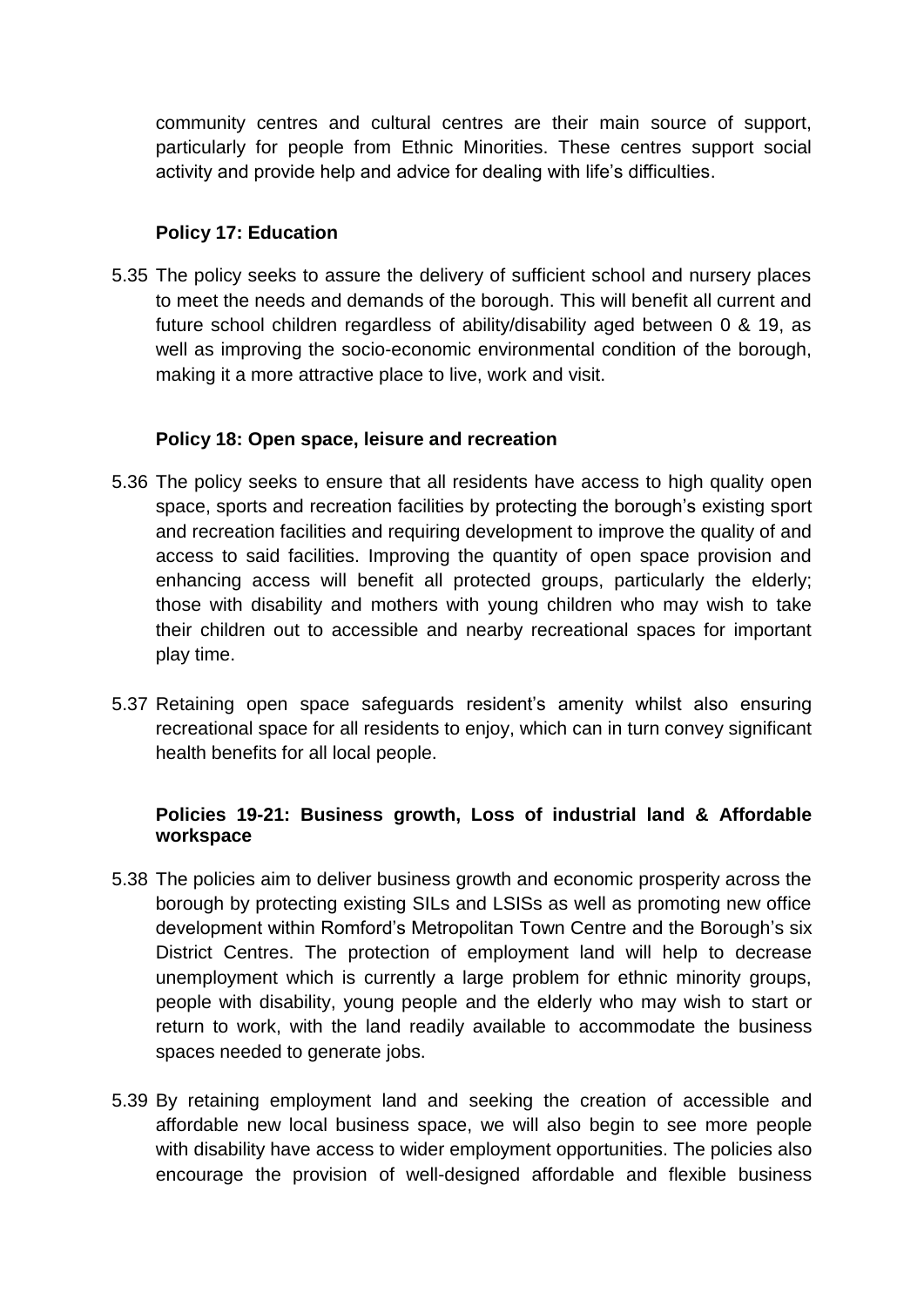community centres and cultural centres are their main source of support, particularly for people from Ethnic Minorities. These centres support social activity and provide help and advice for dealing with life's difficulties.

**Policy 17: Education**

5.35 The policy seeks to assure the delivery of sufficient school and nursery places to meet the needs and demands of the borough. This will benefit all current and future school children regardless of ability/disability aged between 0 & 19, as well as improving the socio-economic environmental condition of the borough, making it a more attractive place to live, work and visit.

**Policy 18: Open space, leisure and recreation**

5.36 The policy seeks to ensure that all residents have access to high quality open space, sports and recreation facilities by protecting the borough's existing sport and recreation facilities and requiring development to improve the quality of and access to said facilities. Improving the quantity of open space provision and enhancing access will benefit all protected groups, particularly the elderly; those with disability and mothers with young children who may wish to take their children out to accessible and nearby recreational spaces for important play time.

5.37 Retaining open space safeguards resident's amenity whilst also ensuring recreational space for all residents to enjoy, which can in turn convey significant health benefits for all local people.

**Policies 19-21: Business growth, Loss of industrial land & Affordable workspace**

5.38 The policies aim to deliver business growth and economic prosperity across the borough by protecting existing SILs and LSISs as well as promoting new office development within Romford's Metropolitan Town Centre and the Borough's six District Centres. The protection of employment land will help to decrease unemployment which is currently a large problem for ethnic minority groups, people with disability, young people and the elderly who may wish to start or return to work, with the land readily available to accommodate the business spaces needed to generate jobs.

5.39 By retaining employment land and seeking the creation of accessible and affordable new local business space, we will also begin to see more people with disability have access to wider employment opportunities. The policies also encourage the provision of well-designed affordable and flexible business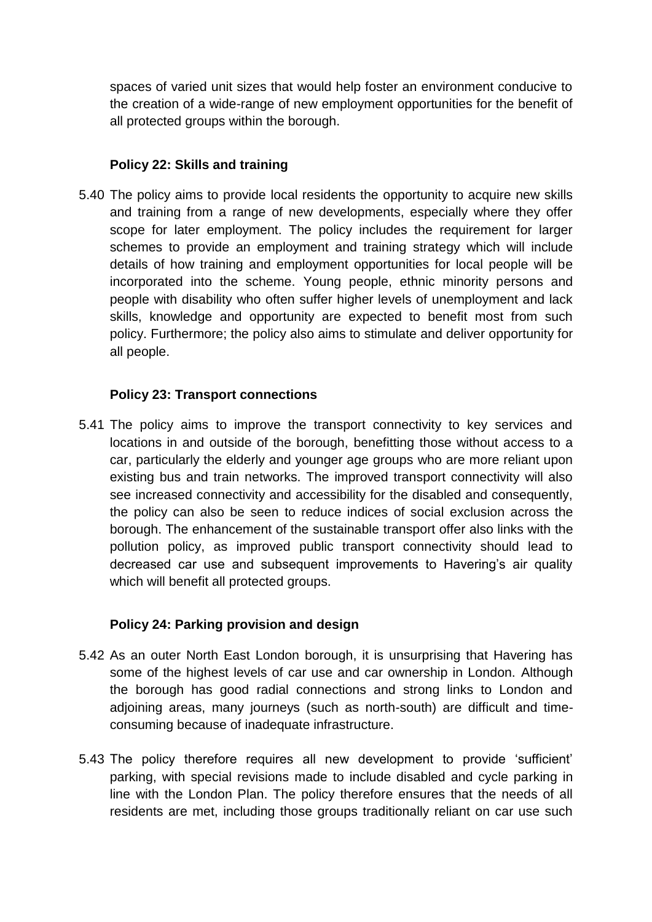spaces of varied unit sizes that would help foster an environment conducive to the creation of a wide-range of new employment opportunities for the benefit of all protected groups within the borough.

**Policy 22: Skills and training**

5.40 The policy aims to provide local residents the opportunity to acquire new skills and training from a range of new developments, especially where they offer scope for later employment. The policy includes the requirement for larger schemes to provide an employment and training strategy which will include details of how training and employment opportunities for local people will be incorporated into the scheme. Young people, ethnic minority persons and people with disability who often suffer higher levels of unemployment and lack skills, knowledge and opportunity are expected to benefit most from such policy. Furthermore; the policy also aims to stimulate and deliver opportunity for all people.

**Policy 23: Transport connections**

5.41 The policy aims to improve the transport connectivity to key services and locations in and outside of the borough, benefitting those without access to a car, particularly the elderly and younger age groups who are more reliant upon existing bus and train networks. The improved transport connectivity will also see increased connectivity and accessibility for the disabled and consequently, the policy can also be seen to reduce indices of social exclusion across the borough. The enhancement of the sustainable transport offer also links with the pollution policy, as improved public transport connectivity should lead to decreased car use and subsequent improvements to Havering's air quality which will benefit all protected groups.

**Policy 24: Parking provision and design**

5.42 As an outer North East London borough, it is unsurprising that Havering has some of the highest levels of car use and car ownership in London. Although the borough has good radial connections and strong links to London and adjoining areas, many journeys (such as north-south) are difficult and time-consuming because of inadequate infrastructure.

5.43 The policy therefore requires all new development to provide 'sufficient' parking, with special revisions made to include disabled and cycle parking in line with the London Plan. The policy therefore ensures that the needs of all residents are met, including those groups traditionally reliant on car use such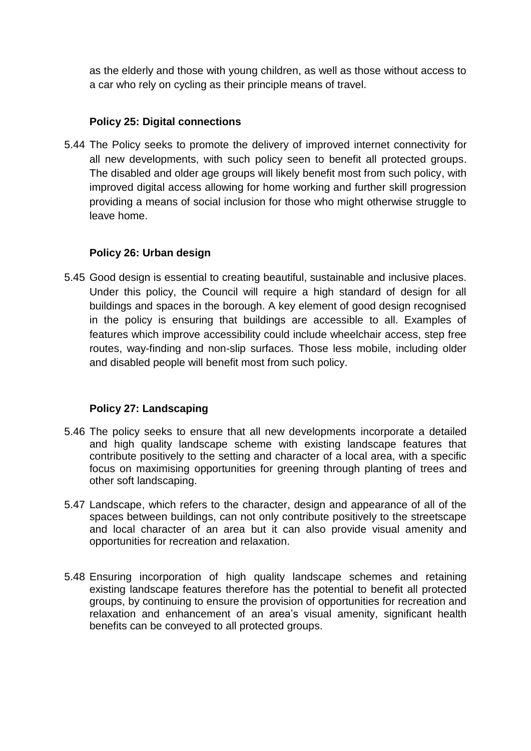as the elderly and those with young children, as well as those without access to a car who rely on cycling as their principle means of travel.

**Policy 25: Digital connections**

5.44 The Policy seeks to promote the delivery of improved internet connectivity for all new developments, with such policy seen to benefit all protected groups. The disabled and older age groups will likely benefit most from such policy, with improved digital access allowing for home working and further skill progression providing a means of social inclusion for those who might otherwise struggle to leave home.

**Policy 26: Urban design**

5.45 Good design is essential to creating beautiful, sustainable and inclusive places. Under this policy, the Council will require a high standard of design for all buildings and spaces in the borough. A key element of good design recognised in the policy is ensuring that buildings are accessible to all. Examples of features which improve accessibility could include wheelchair access, step free routes, way-finding and non-slip surfaces. Those less mobile, including older and disabled people will benefit most from such policy.

**Policy 27: Landscaping**

5.46 The policy seeks to ensure that all new developments incorporate a detailed and high quality landscape scheme with existing landscape features that contribute positively to the setting and character of a local area, with a specific focus on maximising opportunities for greening through planting of trees and other soft landscaping.

5.47 Landscape, which refers to the character, design and appearance of all of the spaces between buildings, can not only contribute positively to the streetscape and local character of an area but it can also provide visual amenity and opportunities for recreation and relaxation.

5.48 Ensuring incorporation of high quality landscape schemes and retaining existing landscape features therefore has the potential to benefit all protected groups, by continuing to ensure the provision of opportunities for recreation and relaxation and enhancement of an area's visual amenity, significant health benefits can be conveyed to all protected groups.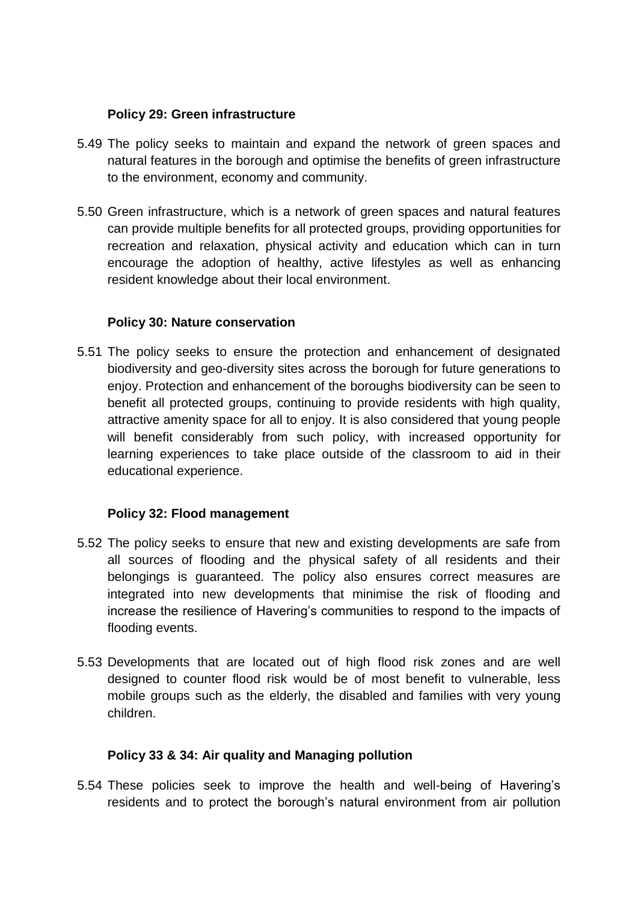**Policy 29: Green infrastructure**

5.49 The policy seeks to maintain and expand the network of green spaces and natural features in the borough and optimise the benefits of green infrastructure to the environment, economy and community.

5.50 Green infrastructure, which is a network of green spaces and natural features can provide multiple benefits for all protected groups, providing opportunities for recreation and relaxation, physical activity and education which can in turn encourage the adoption of healthy, active lifestyles as well as enhancing resident knowledge about their local environment.

**Policy 30: Nature conservation**

5.51 The policy seeks to ensure the protection and enhancement of designated biodiversity and geo-diversity sites across the borough for future generations to enjoy. Protection and enhancement of the boroughs biodiversity can be seen to benefit all protected groups, continuing to provide residents with high quality, attractive amenity space for all to enjoy. It is also considered that young people will benefit considerably from such policy, with increased opportunity for learning experiences to take place outside of the classroom to aid in their educational experience.

**Policy 32: Flood management**

5.52 The policy seeks to ensure that new and existing developments are safe from all sources of flooding and the physical safety of all residents and their belongings is guaranteed. The policy also ensures correct measures are integrated into new developments that minimise the risk of flooding and increase the resilience of Havering's communities to respond to the impacts of flooding events.

5.53 Developments that are located out of high flood risk zones and are well designed to counter flood risk would be of most benefit to vulnerable, less mobile groups such as the elderly, the disabled and families with very young children.

**Policy 33 & 34: Air quality and Managing pollution**

5.54 These policies seek to improve the health and well-being of Havering's residents and to protect the borough's natural environment from air pollution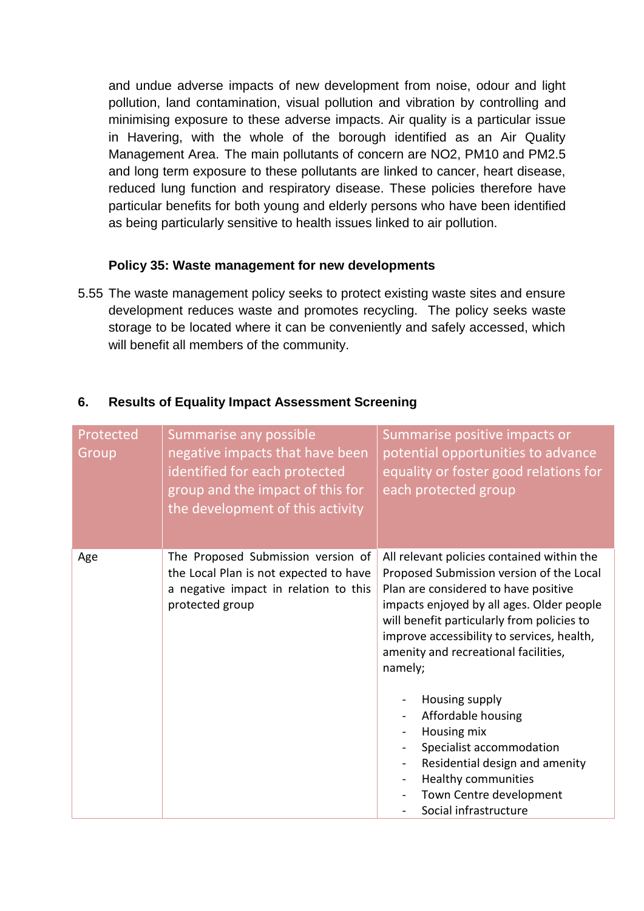and undue adverse impacts of new development from noise, odour and light pollution, land contamination, visual pollution and vibration by controlling and minimising exposure to these adverse impacts. Air quality is a particular issue in Havering, with the whole of the borough identified as an Air Quality Management Area. The main pollutants of concern are $NO_2$, $PM_{10}$ and $PM_{2.5}$ and long term exposure to these pollutants are linked to cancer, heart disease, reduced lung function and respiratory disease. These policies therefore have particular benefits for both young and elderly persons who have been identified as being particularly sensitive to health issues linked to air pollution.

**Policy 35: Waste management for new developments**

5.55 The waste management policy seeks to protect existing waste sites and ensure development reduces waste and promotes recycling. The policy seeks waste storage to be located where it can be conveniently and safely accessed, which will benefit all members of the community.

## 6. Results of Equality Impact Assessment Screening

| Protected Group | Summarise any possible negative impacts that have been identified for each protected group and the impact of this for the development of this activity | Summarise positive impacts or potential opportunities to advance equality or foster good relations for each protected group |
|---|---|---|
| Age | The Proposed Submission version of the Local Plan is not expected to have a negative impact in relation to this protected group | All relevant policies contained within the Proposed Submission version of the Local Plan are considered to have positive impacts enjoyed by all ages. Older people will benefit particularly from policies to improve accessibility to services, health, amenity and recreational facilities, namely;<br><br>- Housing supply<br>- Affordable housing<br>- Housing mix<br>- Specialist accommodation<br>- Residential design and amenity<br>- Healthy communities<br>- Town Centre development<br>- Social infrastructure |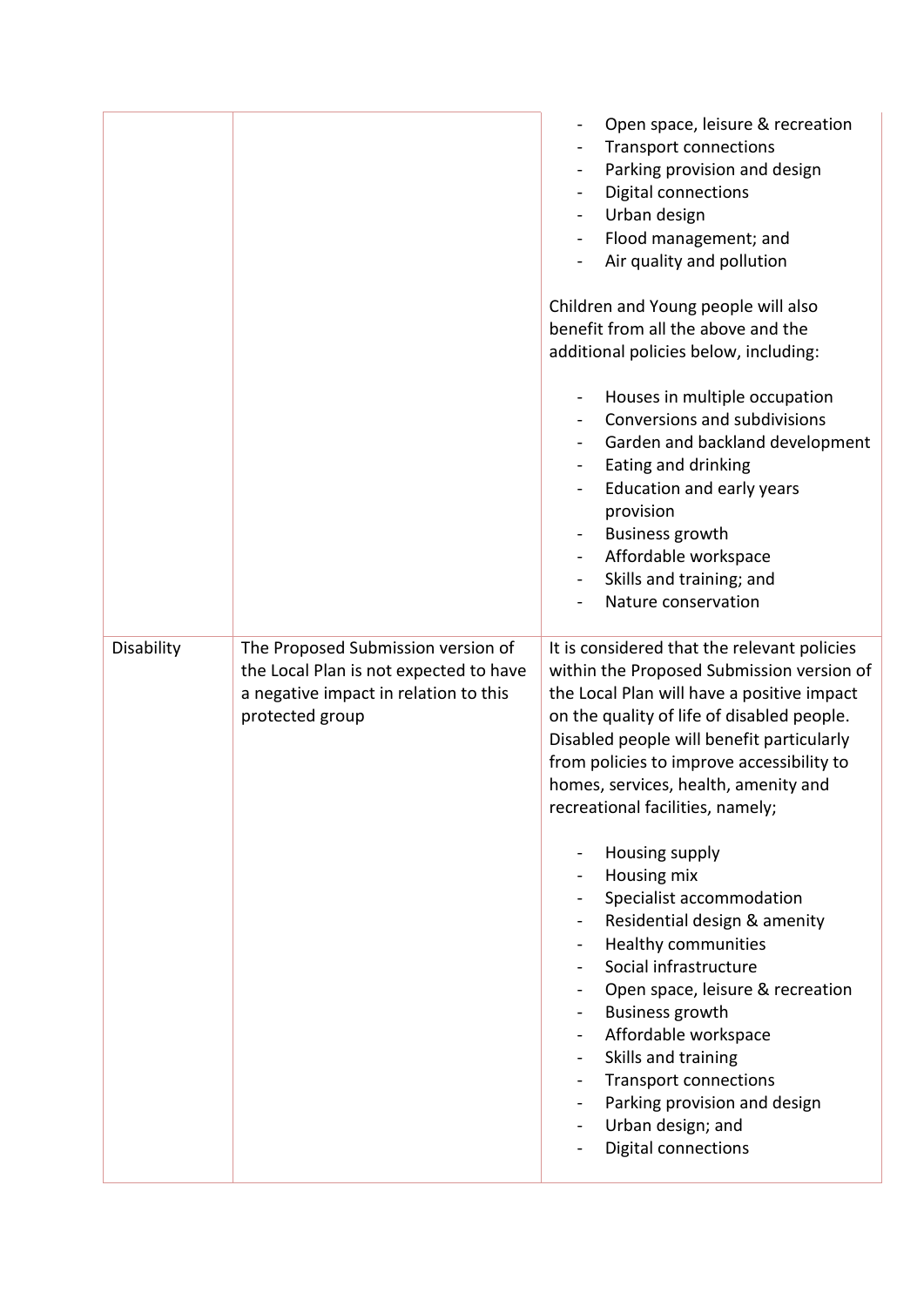| | | |
|---|---|---|
| | | - Open space, leisure & recreation<br>- Transport connections<br>- Parking provision and design<br>- Digital connections<br>- Urban design<br>- Flood management; and<br>- Air quality and pollution<br><br>Children and Young people will also benefit from all the above and the additional policies below, including:<br><br>- Houses in multiple occupation<br>- Conversions and subdivisions<br>- Garden and backland development<br>- Eating and drinking<br>- Education and early years provision<br>- Business growth<br>- Affordable workspace<br>- Skills and training; and<br>- Nature conservation |
| Disability | The Proposed Submission version of the Local Plan is not expected to have a negative impact in relation to this protected group | It is considered that the relevant policies within the Proposed Submission version of the Local Plan will have a positive impact on the quality of life of disabled people. Disabled people will benefit particularly from policies to improve accessibility to homes, services, health, amenity and recreational facilities, namely;<br><br>- Housing supply<br>- Housing mix<br>- Specialist accommodation<br>- Residential design & amenity<br>- Healthy communities<br>- Social infrastructure<br>- Open space, leisure & recreation<br>- Business growth<br>- Affordable workspace<br>- Skills and training<br>- Transport connections<br>- Parking provision and design<br>- Urban design; and<br>- Digital connections |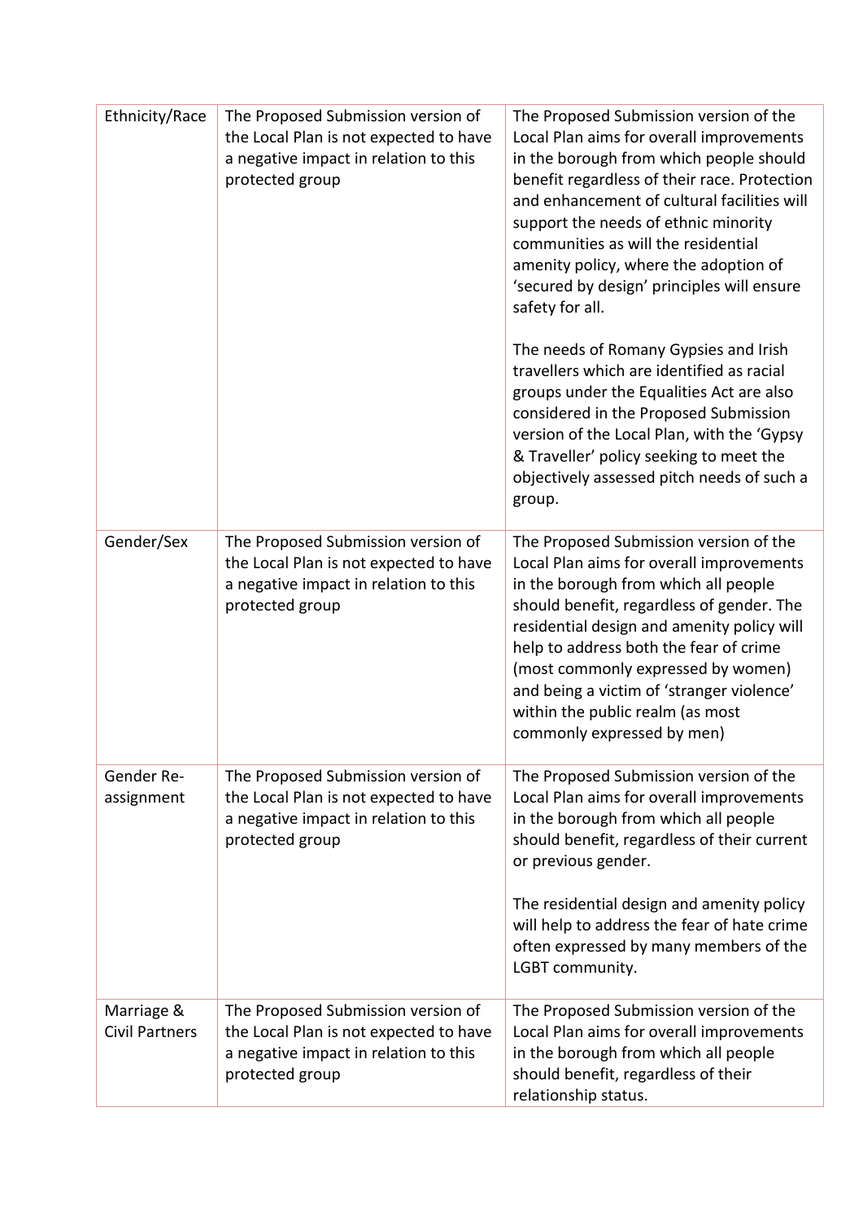| Ethnicity/Race | The Proposed Submission version of the Local Plan is not expected to have a negative impact in relation to this protected group | The Proposed Submission version of the Local Plan aims for overall improvements in the borough from which people should benefit regardless of their race. Protection and enhancement of cultural facilities will support the needs of ethnic minority communities as will the residential amenity policy, where the adoption of 'secured by design' principles will ensure safety for all.<br><br>The needs of Romany Gypsies and Irish travellers which are identified as racial groups under the Equalities Act are also considered in the Proposed Submission version of the Local Plan, with the 'Gypsy & Traveller' policy seeking to meet the objectively assessed pitch needs of such a group. |
|---|---|---|
| Gender/Sex | The Proposed Submission version of the Local Plan is not expected to have a negative impact in relation to this protected group | The Proposed Submission version of the Local Plan aims for overall improvements in the borough from which all people should benefit, regardless of gender. The residential design and amenity policy will help to address both the fear of crime (most commonly expressed by women) and being a victim of 'stranger violence' within the public realm (as most commonly expressed by men) |
| Gender Re-assignment | The Proposed Submission version of the Local Plan is not expected to have a negative impact in relation to this protected group | The Proposed Submission version of the Local Plan aims for overall improvements in the borough from which all people should benefit, regardless of their current or previous gender.<br><br>The residential design and amenity policy will help to address the fear of hate crime often expressed by many members of the LGBT community. |
| Marriage & Civil Partners | The Proposed Submission version of the Local Plan is not expected to have a negative impact in relation to this protected group | The Proposed Submission version of the Local Plan aims for overall improvements in the borough from which all people should benefit, regardless of their relationship status. |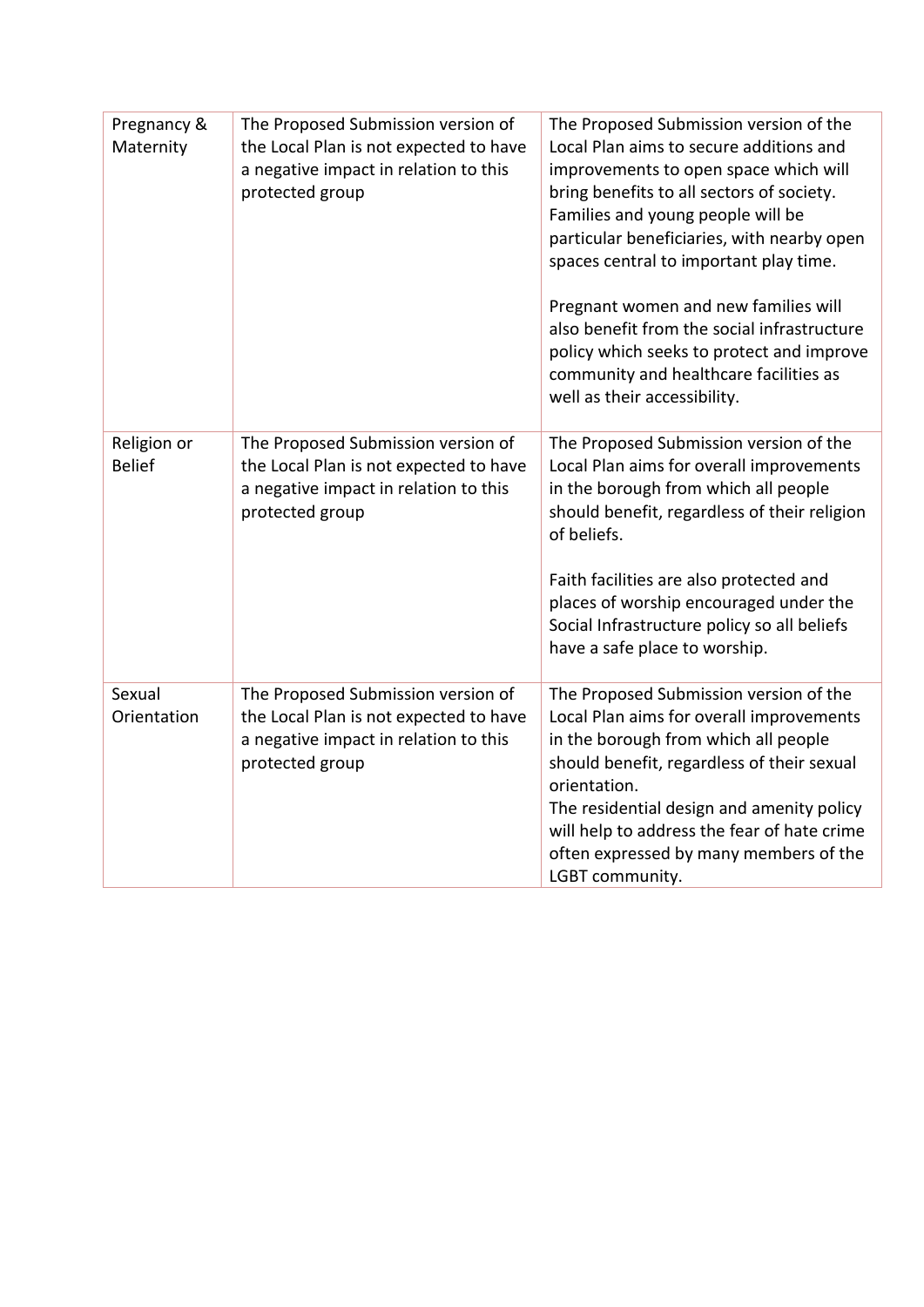| Pregnancy & Maternity | The Proposed Submission version of the Local Plan is not expected to have a negative impact in relation to this protected group | The Proposed Submission version of the Local Plan aims to secure additions and improvements to open space which will bring benefits to all sectors of society. Families and young people will be particular beneficiaries, with nearby open spaces central to important play time.<br><br>Pregnant women and new families will also benefit from the social infrastructure policy which seeks to protect and improve community and healthcare facilities as well as their accessibility. |
|---|---|---|
| Religion or Belief | The Proposed Submission version of the Local Plan is not expected to have a negative impact in relation to this protected group | The Proposed Submission version of the Local Plan aims for overall improvements in the borough from which all people should benefit, regardless of their religion of beliefs.<br><br>Faith facilities are also protected and places of worship encouraged under the Social Infrastructure policy so all beliefs have a safe place to worship. |
| Sexual Orientation | The Proposed Submission version of the Local Plan is not expected to have a negative impact in relation to this protected group | The Proposed Submission version of the Local Plan aims for overall improvements in the borough from which all people should benefit, regardless of their sexual orientation.<br>The residential design and amenity policy will help to address the fear of hate crime often expressed by many members of the LGBT community. |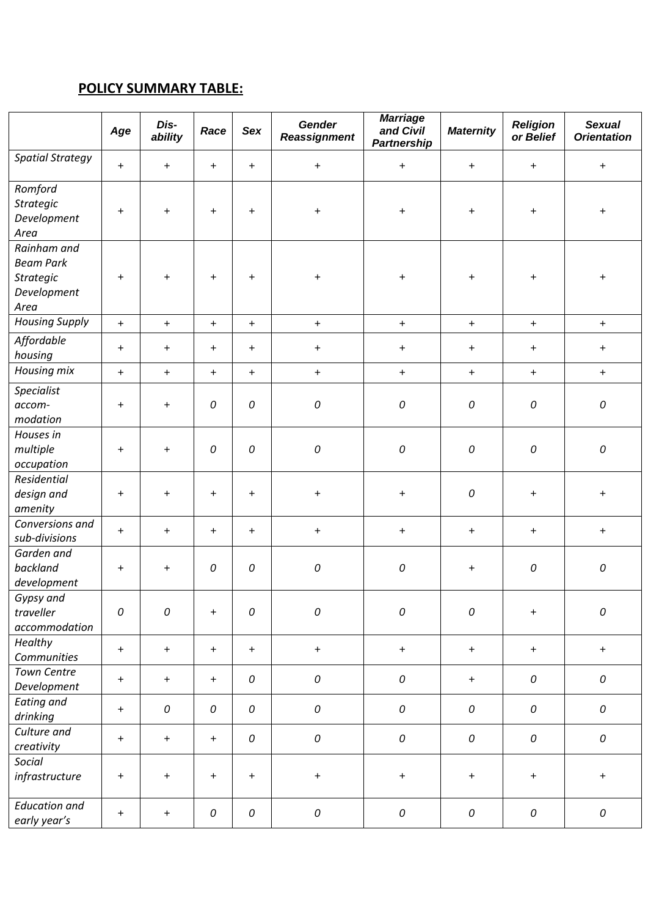**POLICY SUMMARY TABLE:**

| | Age | Dis-ability | Race | Sex | Gender Reassignment | Marriage and Civil Partnership | Maternity | Religion or Belief | Sexual Orientation |
|---|---|---|---|---|---|---|---|---|---|
| *Spatial Strategy* | + | + | + | + | + | + | + | + | + |
| *Romford Strategic Development Area* | + | + | + | + | + | + | + | + | + |
| *Rainham and Beam Park Strategic Development Area* | + | + | + | + | + | + | + | + | + |
| *Housing Supply* | + | + | + | + | + | + | + | + | + |
| *Affordable housing* | + | + | + | + | + | + | + | + | + |
| *Housing mix* | + | + | + | + | + | + | + | + | + |
| *Specialist accom-modation* | + | + | *0* | *0* | *0* | *0* | *0* | *0* | *0* |
| *Houses in multiple occupation* | + | + | *0* | *0* | *0* | *0* | *0* | *0* | *0* |
| *Residential design and amenity* | + | + | + | + | + | + | *0* | + | + |
| *Conversions and sub-divisions* | + | + | + | + | + | + | + | + | + |
| *Garden and backland development* | + | + | *0* | *0* | *0* | *0* | + | *0* | *0* |
| *Gypsy and traveller accommodation* | *0* | *0* | + | *0* | *0* | *0* | *0* | + | *0* |
| *Healthy Communities* | + | + | + | + | + | + | + | + | + |
| *Town Centre Development* | + | + | + | *0* | *0* | *0* | + | *0* | *0* |
| *Eating and drinking* | + | *0* | *0* | *0* | *0* | *0* | *0* | *0* | *0* |
| *Culture and creativity* | + | + | + | *0* | *0* | *0* | *0* | *0* | *0* |
| *Social infrastructure* | + | + | + | + | + | + | + | + | + |
| *Education and early year's* | + | + | *0* | *0* | *0* | *0* | *0* | *0* | *0* |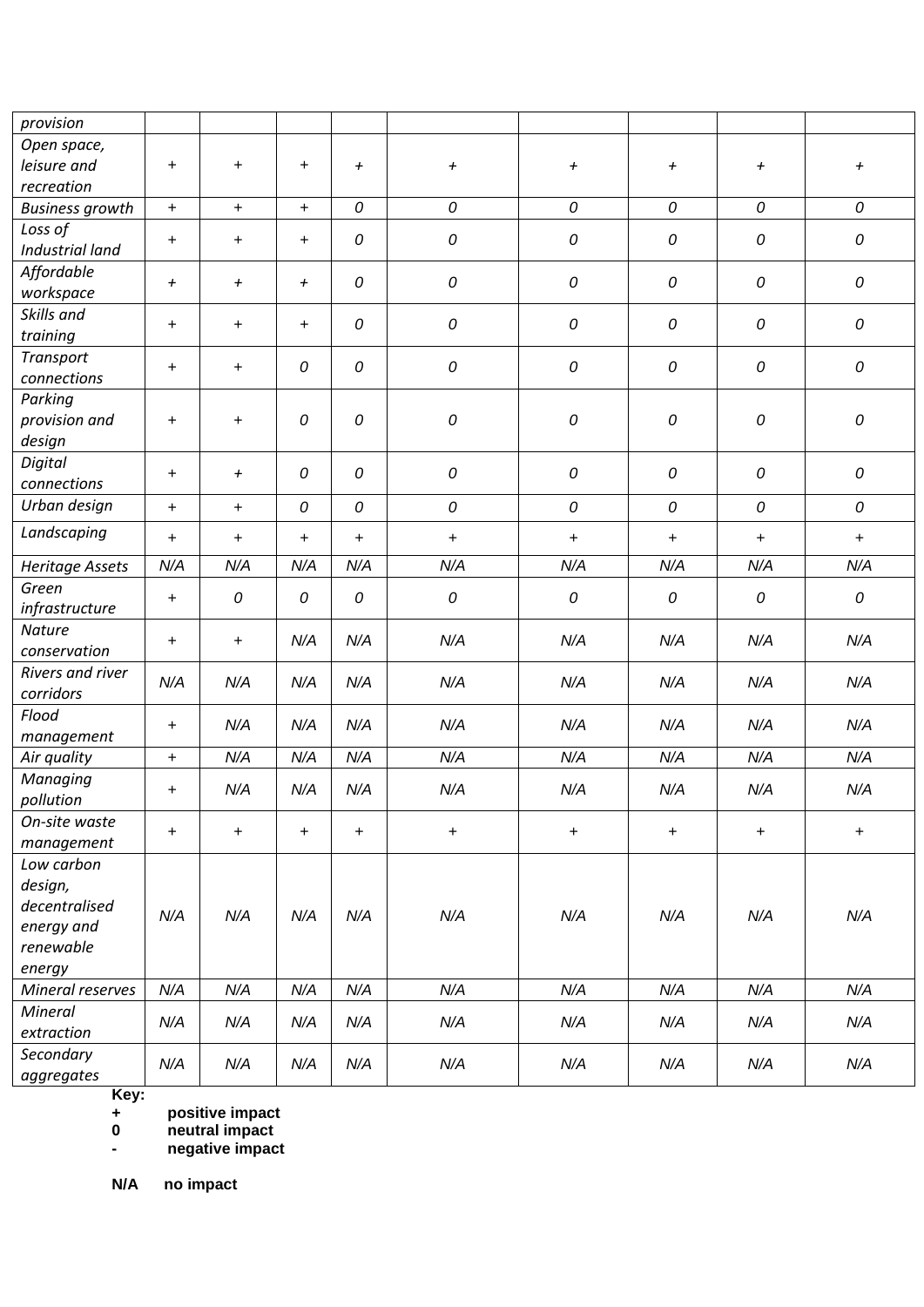| | | | | | | | | | |
|---|---|---|---|---|---|---|---|---|---|
| *provision* | | | | | | | | | |
| *Open space, leisure and recreation* | + | + | + | *+* | *+* | *+* | *+* | *+* | *+* |
| *Business growth* | + | + | + | *0* | *0* | *0* | *0* | *0* | *0* |
| *Loss of Industrial land* | + | + | + | *0* | *0* | *0* | *0* | *0* | *0* |
| *Affordable workspace* | *+* | *+* | *+* | *0* | *0* | *0* | *0* | *0* | *0* |
| *Skills and training* | + | + | + | *0* | *0* | *0* | *0* | *0* | *0* |
| *Transport connections* | + | + | *0* | *0* | *0* | *0* | *0* | *0* | *0* |
| *Parking provision and design* | + | + | *0* | *0* | *0* | *0* | *0* | *0* | *0* |
| *Digital connections* | + | *+* | *0* | *0* | *0* | *0* | *0* | *0* | *0* |
| *Urban design* | + | + | *0* | *0* | *0* | *0* | *0* | *0* | *0* |
| *Landscaping* | + | + | + | + | + | + | + | + | + |
| *Heritage Assets* | *N/A* | *N/A* | *N/A* | *N/A* | *N/A* | *N/A* | *N/A* | *N/A* | *N/A* |
| *Green infrastructure* | + | *0* | *0* | *0* | *0* | *0* | *0* | *0* | *0* |
| *Nature conservation* | + | + | *N/A* | *N/A* | *N/A* | *N/A* | *N/A* | *N/A* | *N/A* |
| *Rivers and river corridors* | *N/A* | *N/A* | *N/A* | *N/A* | *N/A* | *N/A* | *N/A* | *N/A* | *N/A* |
| *Flood management* | + | *N/A* | *N/A* | *N/A* | *N/A* | *N/A* | *N/A* | *N/A* | *N/A* |
| *Air quality* | + | *N/A* | *N/A* | *N/A* | *N/A* | *N/A* | *N/A* | *N/A* | *N/A* |
| *Managing pollution* | + | *N/A* | *N/A* | *N/A* | *N/A* | *N/A* | *N/A* | *N/A* | *N/A* |
| *On-site waste management* | + | + | + | + | + | + | + | + | + |
| *Low carbon design, decentralised energy and renewable energy* | *N/A* | *N/A* | *N/A* | *N/A* | *N/A* | *N/A* | *N/A* | *N/A* | *N/A* |
| *Mineral reserves* | *N/A* | *N/A* | *N/A* | *N/A* | *N/A* | *N/A* | *N/A* | *N/A* | *N/A* |
| *Mineral extraction* | *N/A* | *N/A* | *N/A* | *N/A* | *N/A* | *N/A* | *N/A* | *N/A* | *N/A* |
| *Secondary aggregates* | *N/A* | *N/A* | *N/A* | *N/A* | *N/A* | *N/A* | *N/A* | *N/A* | *N/A* |

**Key:**

**+** **positive impact**

**0** **neutral impact**

**-** **negative impact**

**N/A** **no impact**